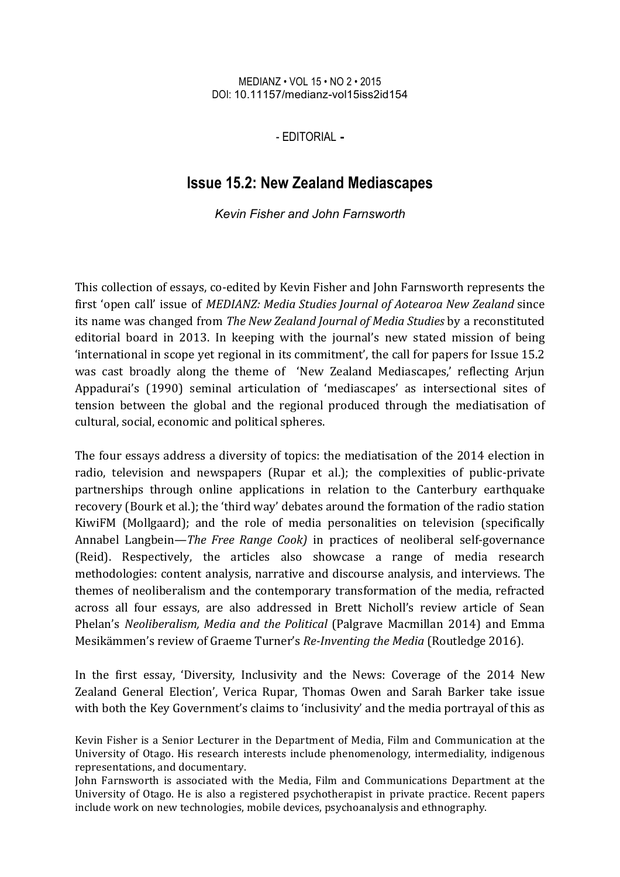MEDIANZ • VOL 15 • NO 2 • 2015
DOI: 10.11157/medianz-vol15iss2id154

- EDITORIAL -

# Issue 15.2: New Zealand Mediascapes

*Kevin Fisher and John Farnsworth*

This collection of essays, co-edited by Kevin Fisher and John Farnsworth represents the first 'open call' issue of *MEDIANZ: Media Studies Journal of Aotearoa New Zealand* since its name was changed from *The New Zealand Journal of Media Studies* by a reconstituted editorial board in 2013. In keeping with the journal's new stated mission of being 'international in scope yet regional in its commitment', the call for papers for Issue 15.2 was cast broadly along the theme of 'New Zealand Mediascapes,' reflecting Arjun Appadurai's (1990) seminal articulation of 'mediascapes' as intersectional sites of tension between the global and the regional produced through the mediatisation of cultural, social, economic and political spheres.

The four essays address a diversity of topics: the mediatisation of the 2014 election in radio, television and newspapers (Rupar et al.); the complexities of public-private partnerships through online applications in relation to the Canterbury earthquake recovery (Bourk et al.); the 'third way' debates around the formation of the radio station KiwiFM (Mollgaard); and the role of media personalities on television (specifically Annabel Langbein—*The Free Range Cook)* in practices of neoliberal self-governance (Reid). Respectively, the articles also showcase a range of media research methodologies: content analysis, narrative and discourse analysis, and interviews. The themes of neoliberalism and the contemporary transformation of the media, refracted across all four essays, are also addressed in Brett Nicholl's review article of Sean Phelan's *Neoliberalism, Media and the Political* (Palgrave Macmillan 2014) and Emma Mesikämmen's review of Graeme Turner's *Re-Inventing the Media* (Routledge 2016).

In the first essay, 'Diversity, Inclusivity and the News: Coverage of the 2014 New Zealand General Election', Verica Rupar, Thomas Owen and Sarah Barker take issue with both the Key Government's claims to 'inclusivity' and the media portrayal of this as

Kevin Fisher is a Senior Lecturer in the Department of Media, Film and Communication at the University of Otago. His research interests include phenomenology, intermediality, indigenous representations, and documentary.
John Farnsworth is associated with the Media, Film and Communications Department at the University of Otago. He is also a registered psychotherapist in private practice. Recent papers include work on new technologies, mobile devices, psychoanalysis and ethnography.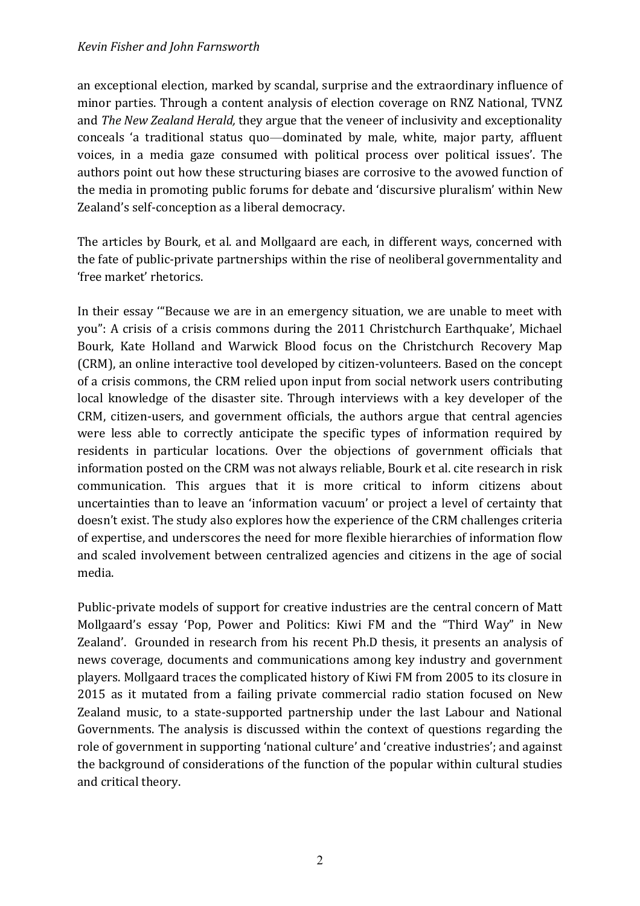an exceptional election, marked by scandal, surprise and the extraordinary influence of minor parties. Through a content analysis of election coverage on RNZ National, TVNZ and *The New Zealand Herald,* they argue that the veneer of inclusivity and exceptionality conceals 'a traditional status quo—dominated by male, white, major party, affluent voices, in a media gaze consumed with political process over political issues'. The authors point out how these structuring biases are corrosive to the avowed function of the media in promoting public forums for debate and 'discursive pluralism' within New Zealand's self-conception as a liberal democracy.

The articles by Bourk, et al. and Mollgaard are each, in different ways, concerned with the fate of public-private partnerships within the rise of neoliberal governmentality and 'free market' rhetorics.

In their essay '"Because we are in an emergency situation, we are unable to meet with you": A crisis of a crisis commons during the 2011 Christchurch Earthquake', Michael Bourk, Kate Holland and Warwick Blood focus on the Christchurch Recovery Map (CRM), an online interactive tool developed by citizen-volunteers. Based on the concept of a crisis commons, the CRM relied upon input from social network users contributing local knowledge of the disaster site. Through interviews with a key developer of the CRM, citizen-users, and government officials, the authors argue that central agencies were less able to correctly anticipate the specific types of information required by residents in particular locations. Over the objections of government officials that information posted on the CRM was not always reliable, Bourk et al. cite research in risk communication. This argues that it is more critical to inform citizens about uncertainties than to leave an 'information vacuum' or project a level of certainty that doesn't exist. The study also explores how the experience of the CRM challenges criteria of expertise, and underscores the need for more flexible hierarchies of information flow and scaled involvement between centralized agencies and citizens in the age of social media.

Public-private models of support for creative industries are the central concern of Matt Mollgaard's essay 'Pop, Power and Politics: Kiwi FM and the "Third Way" in New Zealand'. Grounded in research from his recent Ph.D thesis, it presents an analysis of news coverage, documents and communications among key industry and government players. Mollgaard traces the complicated history of Kiwi FM from 2005 to its closure in 2015 as it mutated from a failing private commercial radio station focused on New Zealand music, to a state-supported partnership under the last Labour and National Governments. The analysis is discussed within the context of questions regarding the role of government in supporting 'national culture' and 'creative industries'; and against the background of considerations of the function of the popular within cultural studies and critical theory.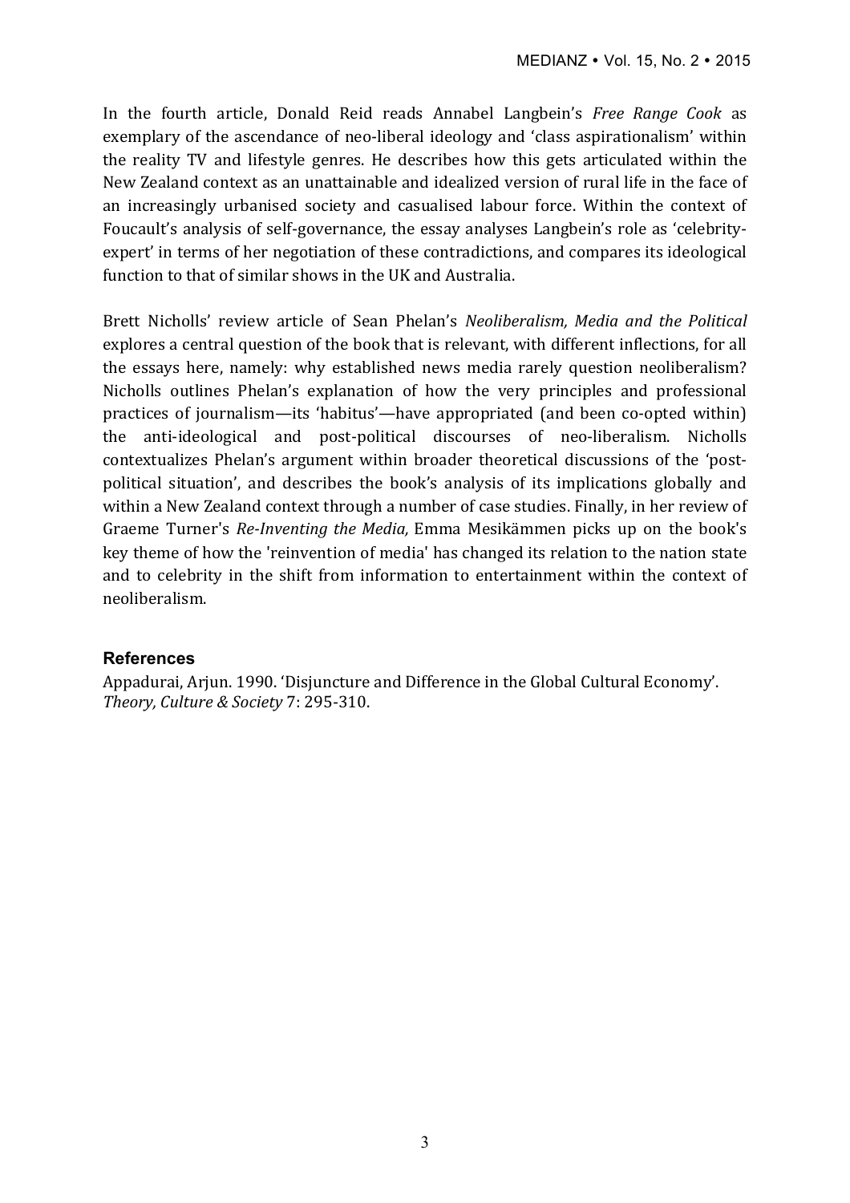In the fourth article, Donald Reid reads Annabel Langbein's *Free Range Cook* as exemplary of the ascendance of neo-liberal ideology and 'class aspirationalism' within the reality TV and lifestyle genres. He describes how this gets articulated within the New Zealand context as an unattainable and idealized version of rural life in the face of an increasingly urbanised society and casualised labour force. Within the context of Foucault's analysis of self-governance, the essay analyses Langbein's role as 'celebrity-expert' in terms of her negotiation of these contradictions, and compares its ideological function to that of similar shows in the UK and Australia.

Brett Nicholls' review article of Sean Phelan's *Neoliberalism, Media and the Political* explores a central question of the book that is relevant, with different inflections, for all the essays here, namely: why established news media rarely question neoliberalism? Nicholls outlines Phelan's explanation of how the very principles and professional practices of journalism—its 'habitus'—have appropriated (and been co-opted within) the anti-ideological and post-political discourses of neo-liberalism. Nicholls contextualizes Phelan's argument within broader theoretical discussions of the 'post-political situation', and describes the book's analysis of its implications globally and within a New Zealand context through a number of case studies. Finally, in her review of Graeme Turner's *Re-Inventing the Media,* Emma Mesikämmen picks up on the book's key theme of how the 'reinvention of media' has changed its relation to the nation state and to celebrity in the shift from information to entertainment within the context of neoliberalism.

## References

Appadurai, Arjun. 1990. 'Disjuncture and Difference in the Global Cultural Economy'. *Theory, Culture & Society* 7: 295-310.